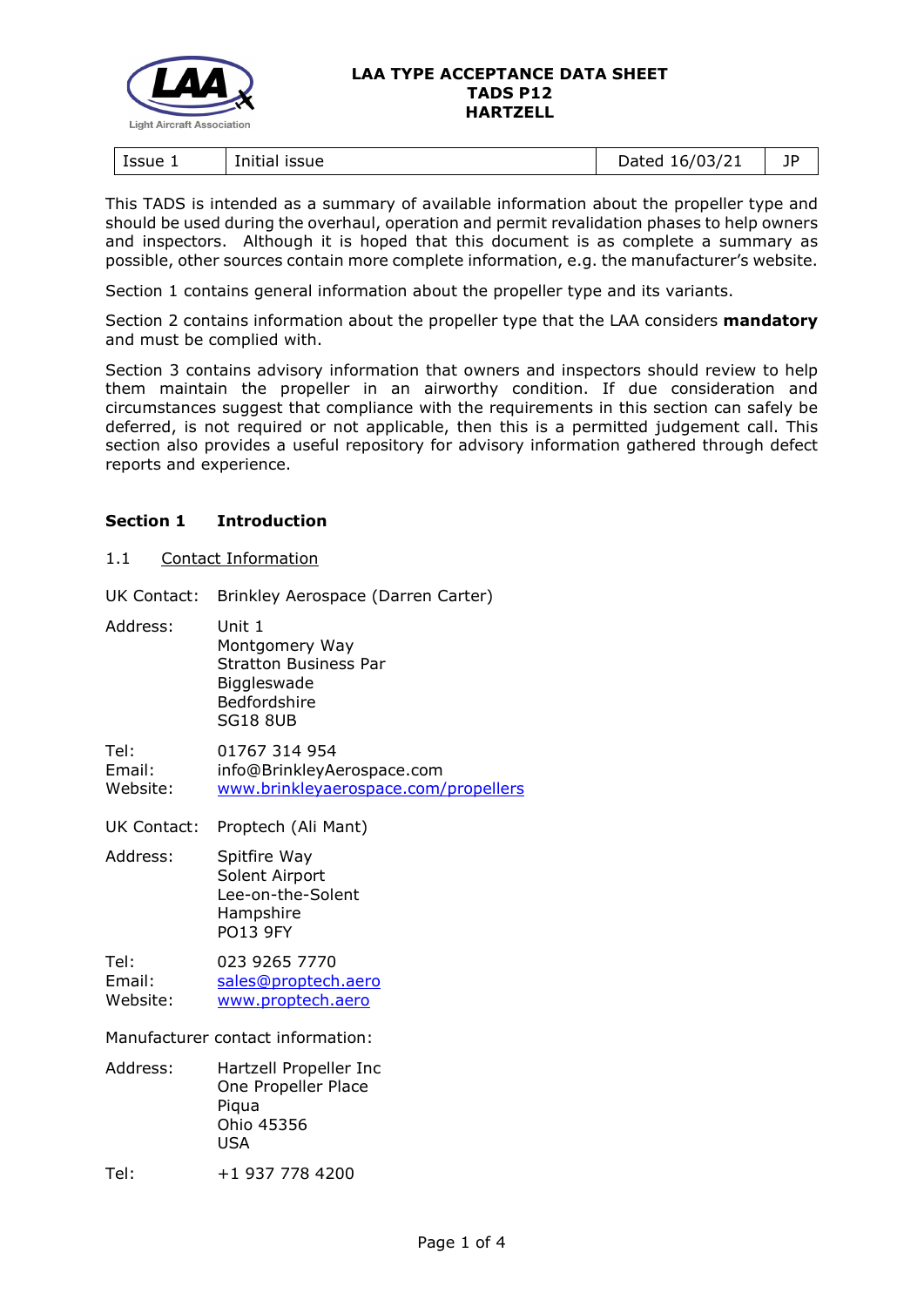# LAA TYPE ACCEPTANCE DATA SHEET
## TADS P12
## HARTZELL

| | | | |
|---|---|---|---|
| Issue 1 | Initial issue | Dated 16/03/21 | JP |

This TADS is intended as a summary of available information about the propeller type and should be used during the overhaul, operation and permit revalidation phases to help owners and inspectors. Although it is hoped that this document is as complete a summary as possible, other sources contain more complete information, e.g. the manufacturer's website.

Section 1 contains general information about the propeller type and its variants.

Section 2 contains information about the propeller type that the LAA considers **mandatory** and must be complied with.

Section 3 contains advisory information that owners and inspectors should review to help them maintain the propeller in an airworthy condition. If due consideration and circumstances suggest that compliance with the requirements in this section can safely be deferred, is not required or not applicable, then this is a permitted judgement call. This section also provides a useful repository for advisory information gathered through defect reports and experience.

## Section 1 Introduction

### 1.1 Contact Information

UK Contact: Brinkley Aerospace (Darren Carter)

Address: Unit 1
Montgomery Way
Stratton Business Par
Biggleswade
Bedfordshire
SG18 8UB

Tel: 01767 314 954
Email: info@BrinkleyAerospace.com
Website: www.brinkleyaerospace.com/propellers

UK Contact: Proptech (Ali Mant)

Address: Spitfire Way
Solent Airport
Lee-on-the-Solent
Hampshire
PO13 9FY

Tel: 023 9265 7770
Email: sales@proptech.aero
Website: www.proptech.aero

Manufacturer contact information:

Address: Hartzell Propeller Inc
One Propeller Place
Piqua
Ohio 45356
USA

Tel: +1 937 778 4200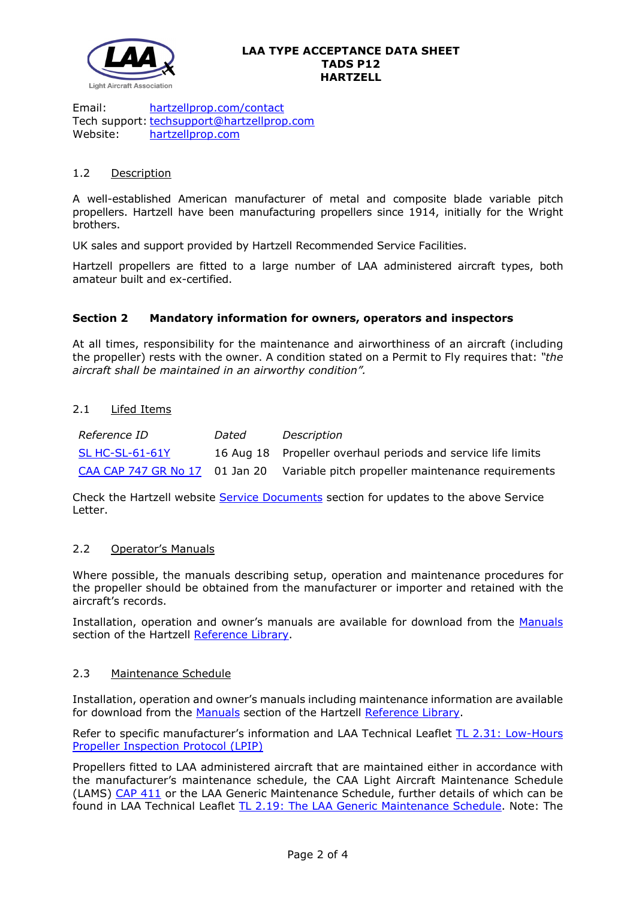Email: hartzellprop.com/contact
Tech support: techsupport@hartzellprop.com
Website: hartzellprop.com

### 1.2 Description

A well-established American manufacturer of metal and composite blade variable pitch propellers. Hartzell have been manufacturing propellers since 1914, initially for the Wright brothers.

UK sales and support provided by Hartzell Recommended Service Facilities.

Hartzell propellers are fitted to a large number of LAA administered aircraft types, both amateur built and ex-certified.

## Section 2 Mandatory information for owners, operators and inspectors

At all times, responsibility for the maintenance and airworthiness of an aircraft (including the propeller) rests with the owner. A condition stated on a Permit to Fly requires that: *"the aircraft shall be maintained in an airworthy condition".*

### 2.1 Lifed Items

| *Reference ID* | *Dated* | *Description* |
|---|---|---|
| SL HC-SL-61-61Y | 16 Aug 18 | Propeller overhaul periods and service life limits |
| CAA CAP 747 GR No 17 | 01 Jan 20 | Variable pitch propeller maintenance requirements |

Check the Hartzell website Service Documents section for updates to the above Service Letter.

### 2.2 Operator's Manuals

Where possible, the manuals describing setup, operation and maintenance procedures for the propeller should be obtained from the manufacturer or importer and retained with the aircraft's records.

Installation, operation and owner's manuals are available for download from the Manuals section of the Hartzell Reference Library.

### 2.3 Maintenance Schedule

Installation, operation and owner's manuals including maintenance information are available for download from the Manuals section of the Hartzell Reference Library.

Refer to specific manufacturer's information and LAA Technical Leaflet TL 2.31: Low-Hours Propeller Inspection Protocol (LPIP)

Propellers fitted to LAA administered aircraft that are maintained either in accordance with the manufacturer's maintenance schedule, the CAA Light Aircraft Maintenance Schedule (LAMS) CAP 411 or the LAA Generic Maintenance Schedule, further details of which can be found in LAA Technical Leaflet TL 2.19: The LAA Generic Maintenance Schedule. Note: The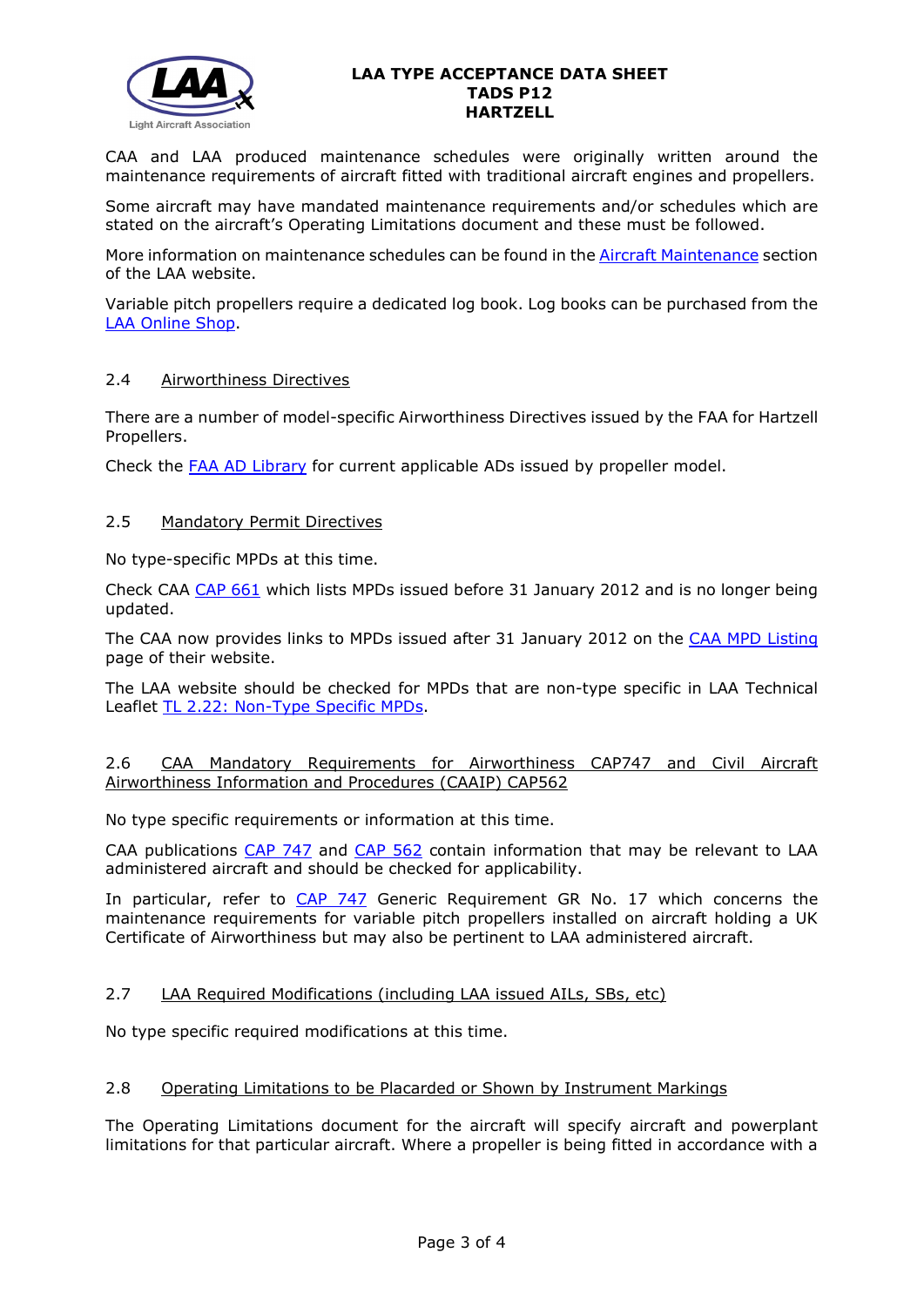CAA and LAA produced maintenance schedules were originally written around the maintenance requirements of aircraft fitted with traditional aircraft engines and propellers.

Some aircraft may have mandated maintenance requirements and/or schedules which are stated on the aircraft's Operating Limitations document and these must be followed.

More information on maintenance schedules can be found in the Aircraft Maintenance section of the LAA website.

Variable pitch propellers require a dedicated log book. Log books can be purchased from the LAA Online Shop.

### 2.4 Airworthiness Directives

There are a number of model-specific Airworthiness Directives issued by the FAA for Hartzell Propellers.

Check the FAA AD Library for current applicable ADs issued by propeller model.

### 2.5 Mandatory Permit Directives

No type-specific MPDs at this time.

Check CAA CAP 661 which lists MPDs issued before 31 January 2012 and is no longer being updated.

The CAA now provides links to MPDs issued after 31 January 2012 on the CAA MPD Listing page of their website.

The LAA website should be checked for MPDs that are non-type specific in LAA Technical Leaflet TL 2.22: Non-Type Specific MPDs.

### 2.6 CAA Mandatory Requirements for Airworthiness CAP747 and Civil Aircraft Airworthiness Information and Procedures (CAAIP) CAP562

No type specific requirements or information at this time.

CAA publications CAP 747 and CAP 562 contain information that may be relevant to LAA administered aircraft and should be checked for applicability.

In particular, refer to CAP 747 Generic Requirement GR No. 17 which concerns the maintenance requirements for variable pitch propellers installed on aircraft holding a UK Certificate of Airworthiness but may also be pertinent to LAA administered aircraft.

### 2.7 LAA Required Modifications (including LAA issued AILs, SBs, etc)

No type specific required modifications at this time.

### 2.8 Operating Limitations to be Placarded or Shown by Instrument Markings

The Operating Limitations document for the aircraft will specify aircraft and powerplant limitations for that particular aircraft. Where a propeller is being fitted in accordance with a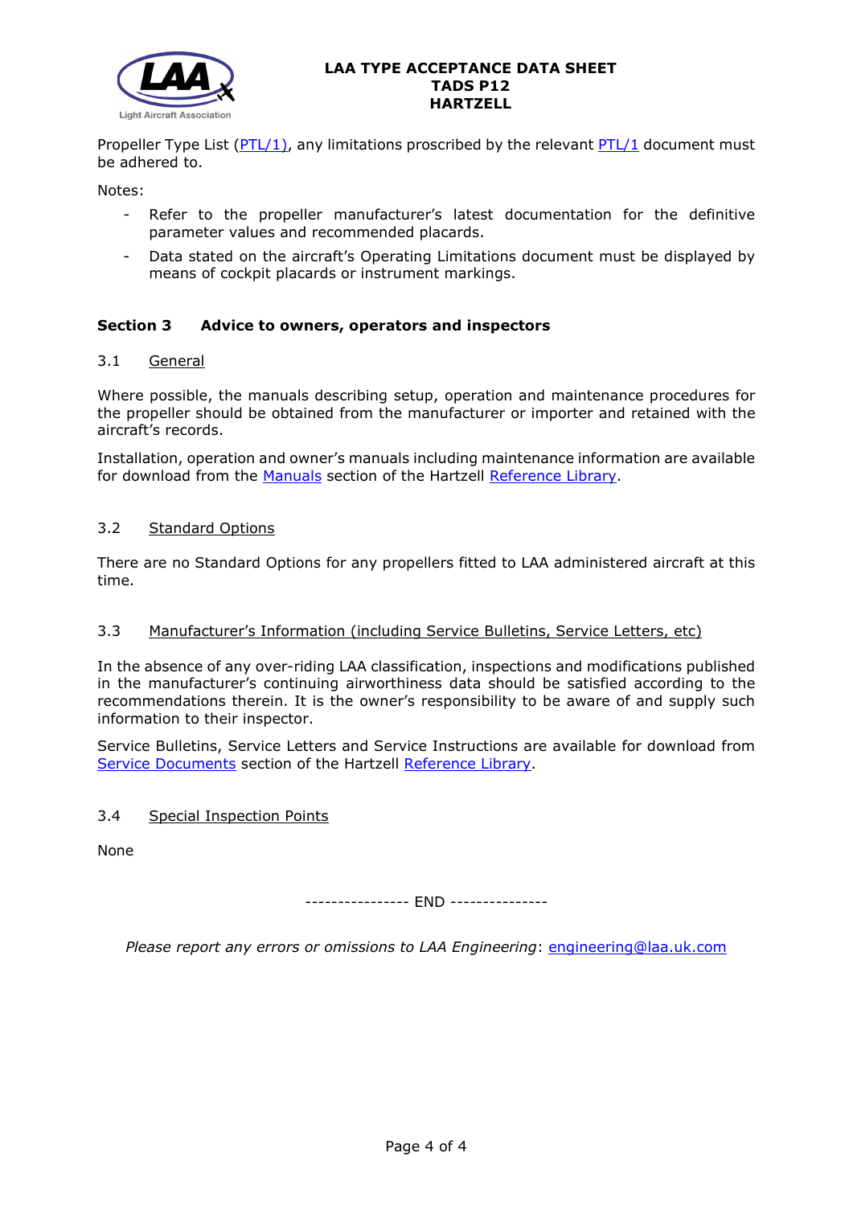Propeller Type List (PTL/1), any limitations proscribed by the relevant PTL/1 document must be adhered to.

Notes:

- Refer to the propeller manufacturer's latest documentation for the definitive parameter values and recommended placards.
- Data stated on the aircraft's Operating Limitations document must be displayed by means of cockpit placards or instrument markings.

## Section 3 Advice to owners, operators and inspectors

### 3.1 General

Where possible, the manuals describing setup, operation and maintenance procedures for the propeller should be obtained from the manufacturer or importer and retained with the aircraft's records.

Installation, operation and owner's manuals including maintenance information are available for download from the Manuals section of the Hartzell Reference Library.

### 3.2 Standard Options

There are no Standard Options for any propellers fitted to LAA administered aircraft at this time.

### 3.3 Manufacturer's Information (including Service Bulletins, Service Letters, etc)

In the absence of any over-riding LAA classification, inspections and modifications published in the manufacturer's continuing airworthiness data should be satisfied according to the recommendations therein. It is the owner's responsibility to be aware of and supply such information to their inspector.

Service Bulletins, Service Letters and Service Instructions are available for download from Service Documents section of the Hartzell Reference Library.

### 3.4 Special Inspection Points

None

---------------- END ---------------

*Please report any errors or omissions to LAA Engineering*: engineering@laa.uk.com